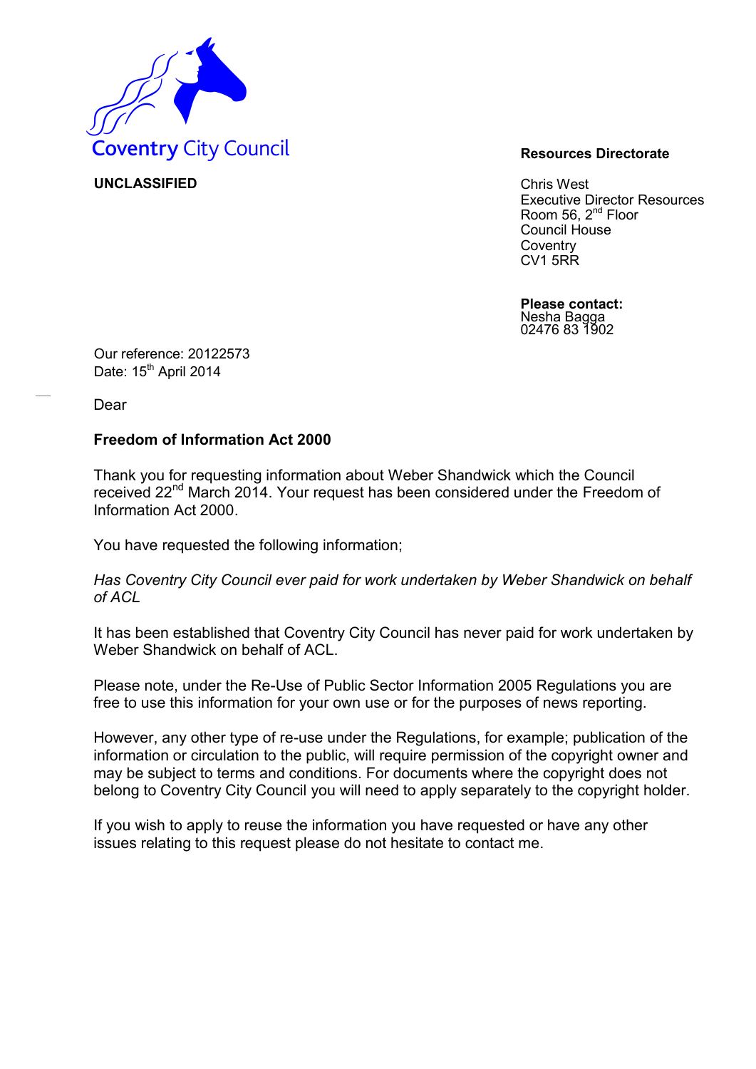Coventry City Council

**UNCLASSIFIED**

**Resources Directorate**

Chris West
Executive Director Resources
Room 56, 2nd Floor
Council House
Coventry
CV1 5RR

**Please contact:**
Nesha Bagga
02476 83 1902

Our reference: 20122573
Date: 15th April 2014

Dear

**Freedom of Information Act 2000**

Thank you for requesting information about Weber Shandwick which the Council received 22nd March 2014. Your request has been considered under the Freedom of Information Act 2000.

You have requested the following information;

*Has Coventry City Council ever paid for work undertaken by Weber Shandwick on behalf of ACL*

It has been established that Coventry City Council has never paid for work undertaken by Weber Shandwick on behalf of ACL.

Please note, under the Re-Use of Public Sector Information 2005 Regulations you are free to use this information for your own use or for the purposes of news reporting.

However, any other type of re-use under the Regulations, for example; publication of the information or circulation to the public, will require permission of the copyright owner and may be subject to terms and conditions. For documents where the copyright does not belong to Coventry City Council you will need to apply separately to the copyright holder.

If you wish to apply to reuse the information you have requested or have any other issues relating to this request please do not hesitate to contact me.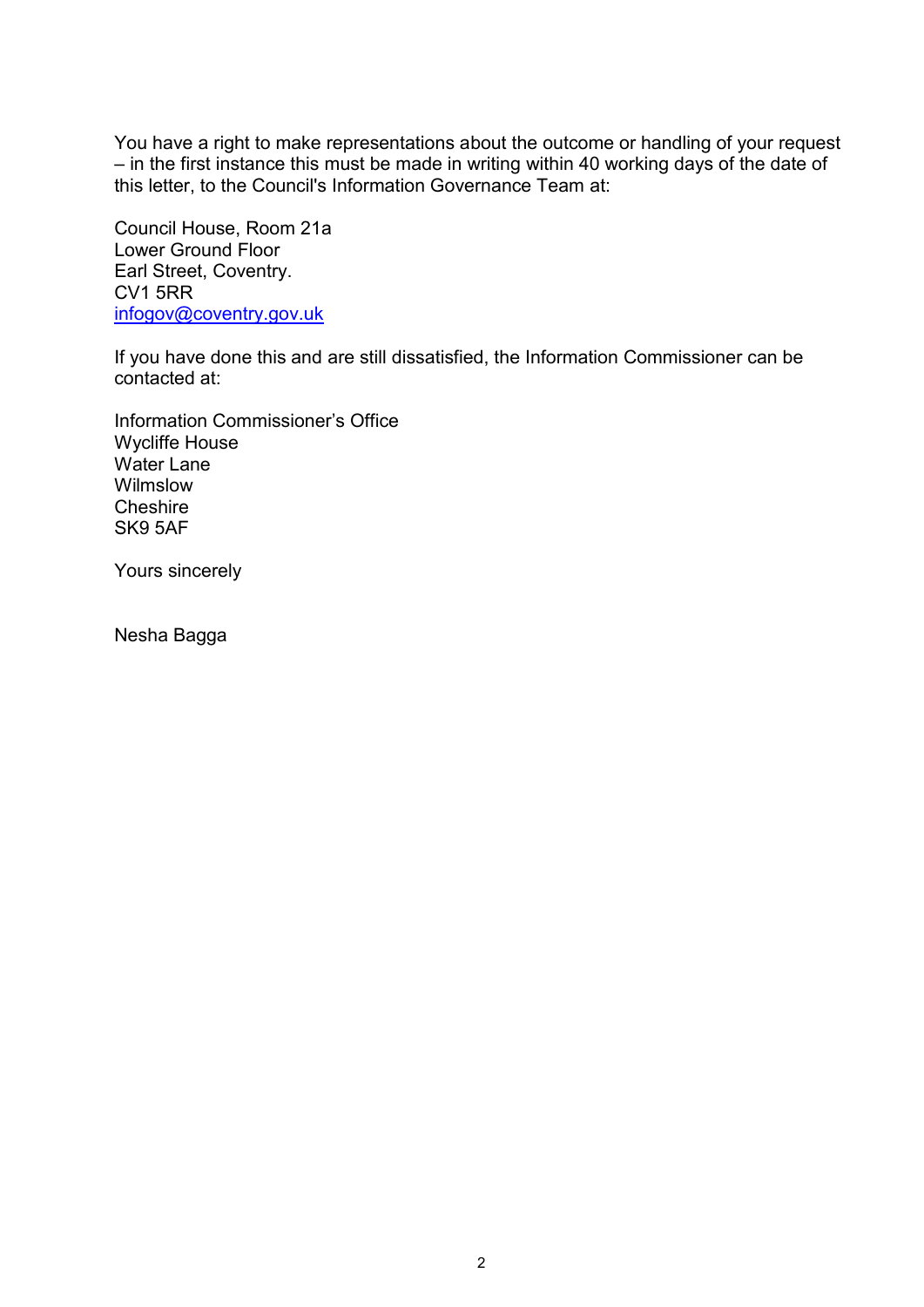You have a right to make representations about the outcome or handling of your request – in the first instance this must be made in writing within 40 working days of the date of this letter, to the Council's Information Governance Team at:

Council House, Room 21a  
Lower Ground Floor  
Earl Street, Coventry.  
CV1 5RR  
infogov@coventry.gov.uk

If you have done this and are still dissatisfied, the Information Commissioner can be contacted at:

Information Commissioner's Office  
Wycliffe House  
Water Lane  
Wilmslow  
Cheshire  
SK9 5AF

Yours sincerely

Nesha Bagga